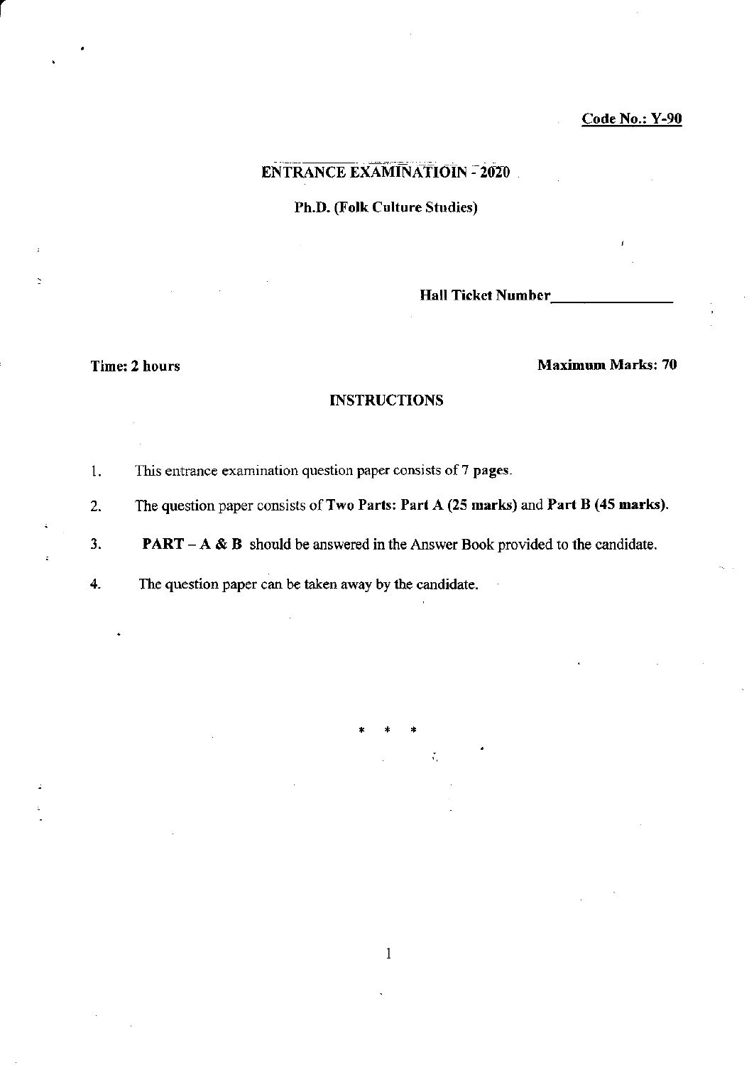**Code No.: Y-90**

# ENTRANCE EXAMINATIOIN - 2020

## Ph.D. (Folk Culture Studies)

**Hall Ticket Number**\_\_\_\_\_\_\_\_\_\_\_\_\_\_\_\_

**Time: 2 hours** **Maximum Marks: 70**

### INSTRUCTIONS

1. This entrance examination question paper consists of 7 pages.
2. The question paper consists of **Two Parts: Part A (25 marks)** and **Part B (45 marks).**
3. **PART – A & B** should be answered in the Answer Book provided to the candidate.
4. The question paper can be taken away by the candidate.

\* \* \*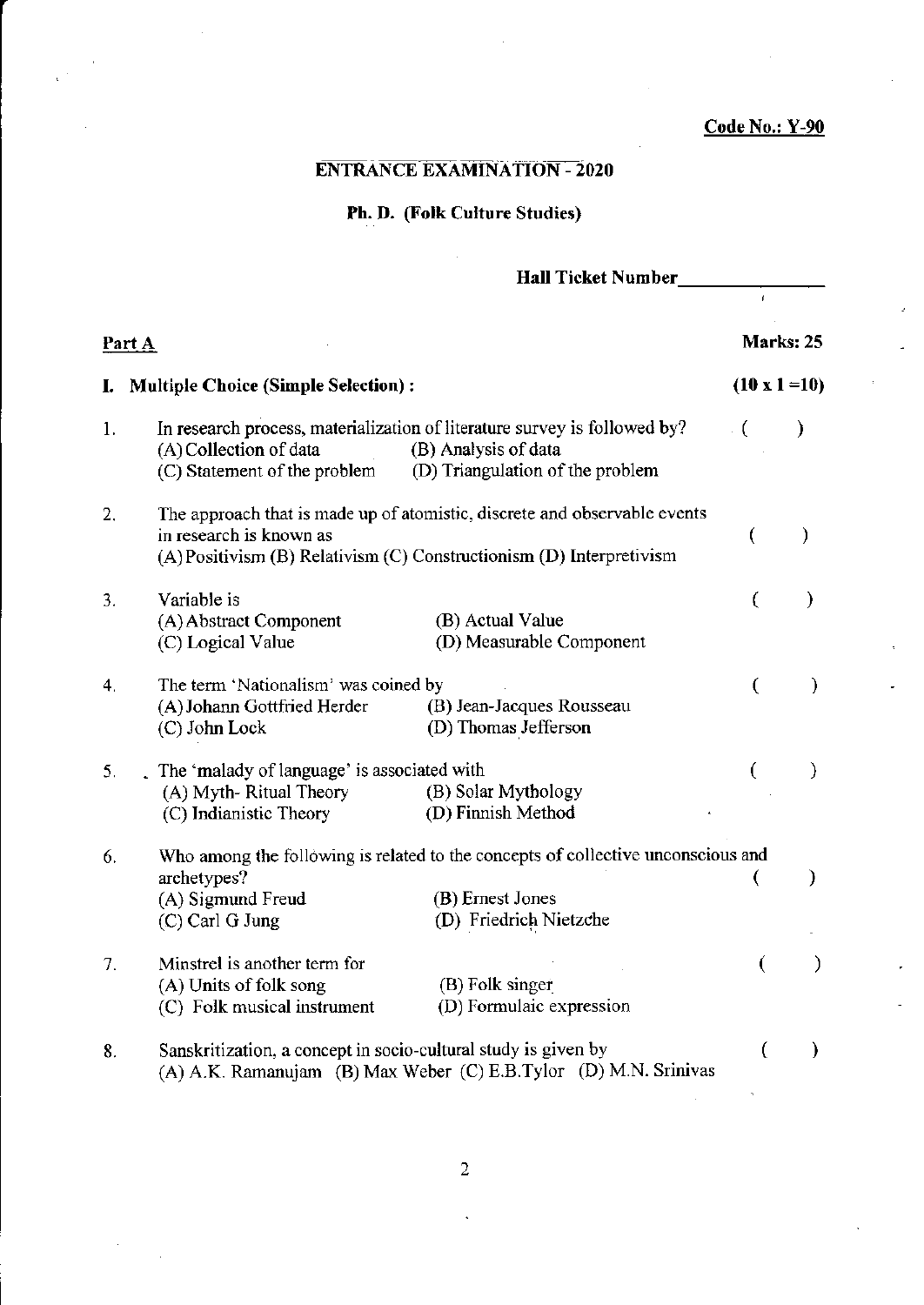**Code No.: Y-90**

## ENTRANCE EXAMINATION - 2020

### Ph. D. (Folk Culture Studies)

**Hall Ticket Number**\_\_\_\_\_\_\_\_\_\_\_\_\_\_\_

**Part A** **Marks: 25**

**I. Multiple Choice (Simple Selection) :** **(10 x 1 =10)**

1. In research process, materialization of literature survey is followed by? ( )
   (A) Collection of data (B) Analysis of data
   (C) Statement of the problem (D) Triangulation of the problem

2. The approach that is made up of atomistic, discrete and observable events in research is known as ( )
   (A) Positivism (B) Relativism (C) Constructionism (D) Interpretivism

3. Variable is ( )
   (A) Abstract Component (B) Actual Value
   (C) Logical Value (D) Measurable Component

4. The term 'Nationalism' was coined by ( )
   (A) Johann Gottfried Herder (B) Jean-Jacques Rousseau
   (C) John Lock (D) Thomas Jefferson

5. The 'malady of language' is associated with ( )
   (A) Myth- Ritual Theory (B) Solar Mythology
   (C) Indianistic Theory (D) Finnish Method

6. Who among the following is related to the concepts of collective unconscious and archetypes? ( )
   (A) Sigmund Freud (B) Ernest Jones
   (C) Carl G Jung (D) Friedrich Nietzche

7. Minstrel is another term for ( )
   (A) Units of folk song (B) Folk singer
   (C) Folk musical instrument (D) Formulaic expression

8. Sanskritization, a concept in socio-cultural study is given by ( )
   (A) A.K. Ramanujam (B) Max Weber (C) E.B.Tylor (D) M.N. Srinivas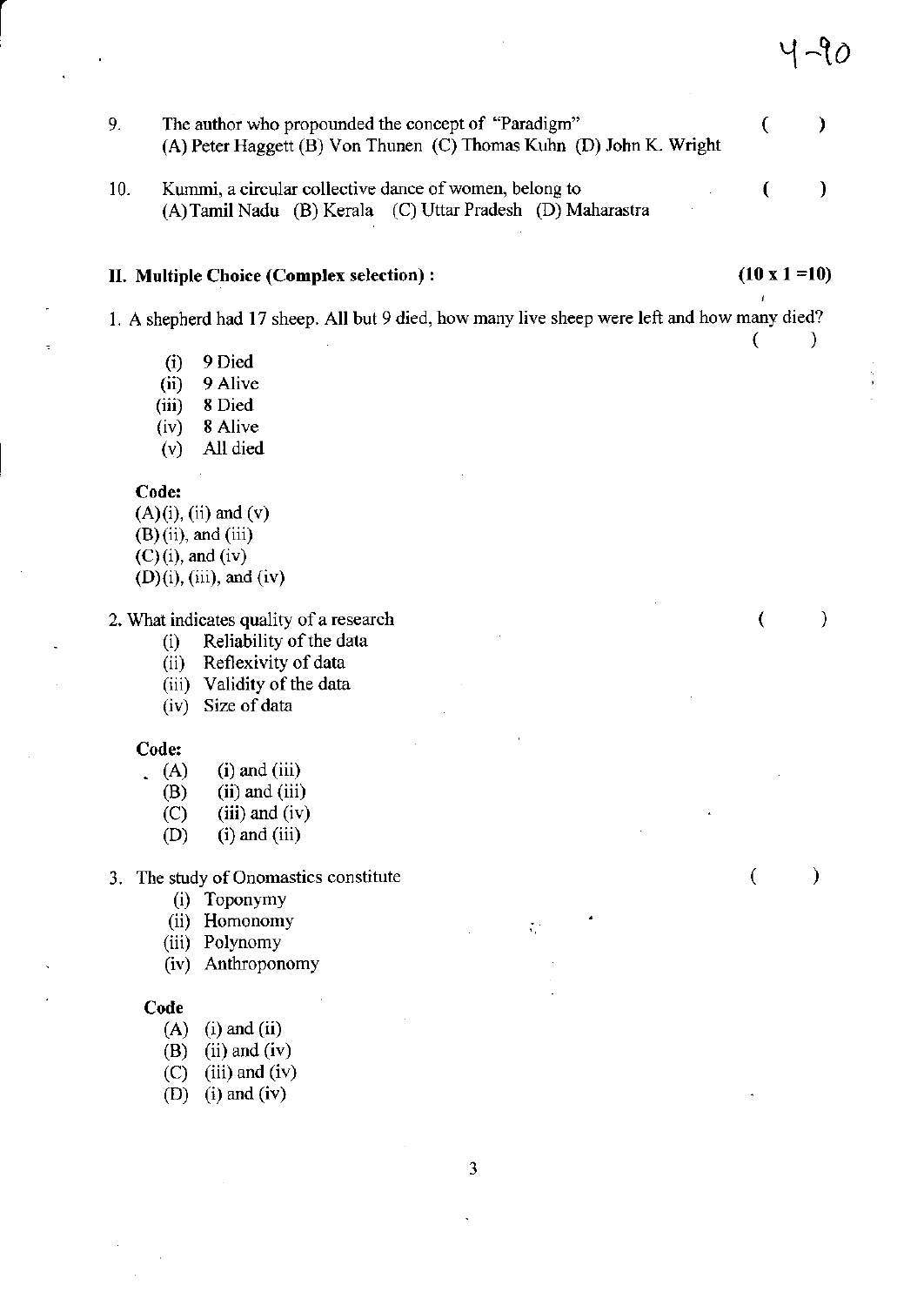9. The author who propounded the concept of "Paradigm" ( )
(A) Peter Haggett (B) Von Thunen (C) Thomas Kuhn (D) John K. Wright

10. Kummi, a circular collective dance of women, belong to ( )
(A) Tamil Nadu (B) Kerala (C) Uttar Pradesh (D) Maharastra

## II. Multiple Choice (Complex selection) : (10 x 1 =10)

1. A shepherd had 17 sheep. All but 9 died, how many live sheep were left and how many died? ( )

   (i) 9 Died
   (ii) 9 Alive
   (iii) 8 Died
   (iv) 8 Alive
   (v) All died

   **Code:**
   (A) (i), (ii) and (v)
   (B) (ii), and (iii)
   (C) (i), and (iv)
   (D) (i), (iii), and (iv)

2. What indicates quality of a research ( )

   (i) Reliability of the data
   (ii) Reflexivity of data
   (iii) Validity of the data
   (iv) Size of data

   **Code:**
   (A) (i) and (iii)
   (B) (ii) and (iii)
   (C) (iii) and (iv)
   (D) (i) and (iii)

3. The study of Onomastics constitute ( )

   (i) Toponymy
   (ii) Homonomy
   (iii) Polynomy
   (iv) Anthroponomy

   **Code**
   (A) (i) and (ii)
   (B) (ii) and (iv)
   (C) (iii) and (iv)
   (D) (i) and (iv)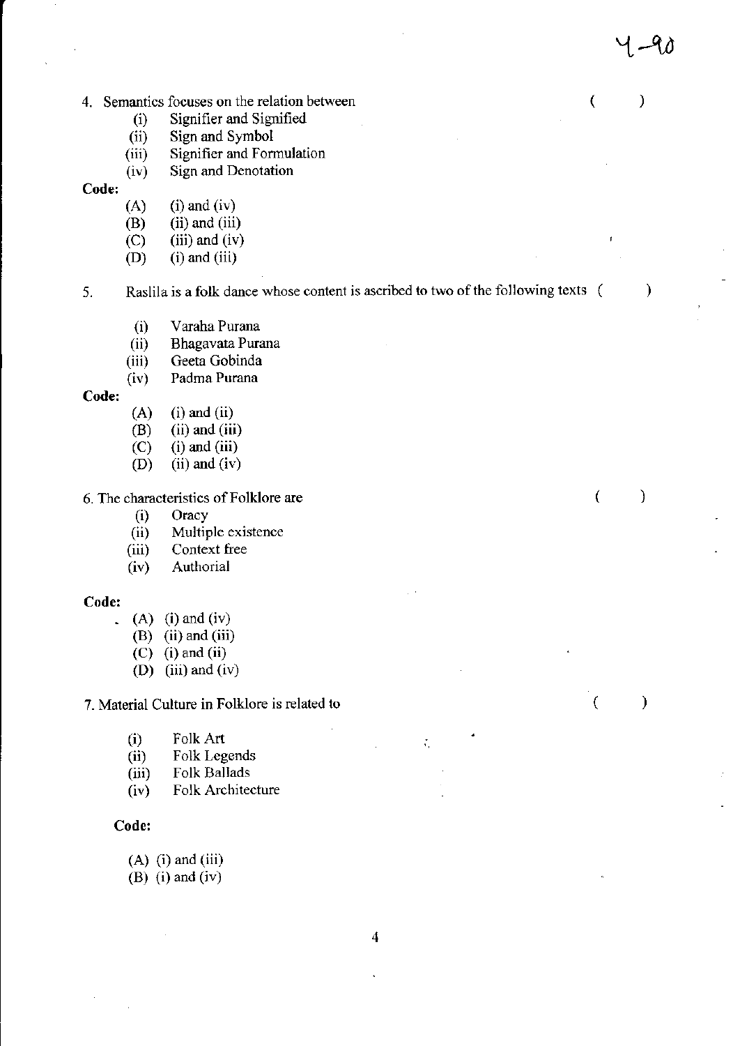4. Semantics focuses on the relation between ( )

   (i) Signifier and Signified
   (ii) Sign and Symbol
   (iii) Signifier and Formulation
   (iv) Sign and Denotation

**Code:**

   (A) (i) and (iv)
   (B) (ii) and (iii)
   (C) (iii) and (iv)
   (D) (i) and (iii)

5. Raslila is a folk dance whose content is ascribed to two of the following texts ( )

   (i) Varaha Purana
   (ii) Bhagavata Purana
   (iii) Geeta Gobinda
   (iv) Padma Purana

**Code:**

   (A) (i) and (ii)
   (B) (ii) and (iii)
   (C) (i) and (iii)
   (D) (ii) and (iv)

6. The characteristics of Folklore are ( )

   (i) Oracy
   (ii) Multiple existence
   (iii) Context free
   (iv) Authorial

**Code:**

   (A) (i) and (iv)
   (B) (ii) and (iii)
   (C) (i) and (ii)
   (D) (iii) and (iv)

7. Material Culture in Folklore is related to ( )

   (i) Folk Art
   (ii) Folk Legends
   (iii) Folk Ballads
   (iv) Folk Architecture

**Code:**

   (A) (i) and (iii)
   (B) (i) and (iv)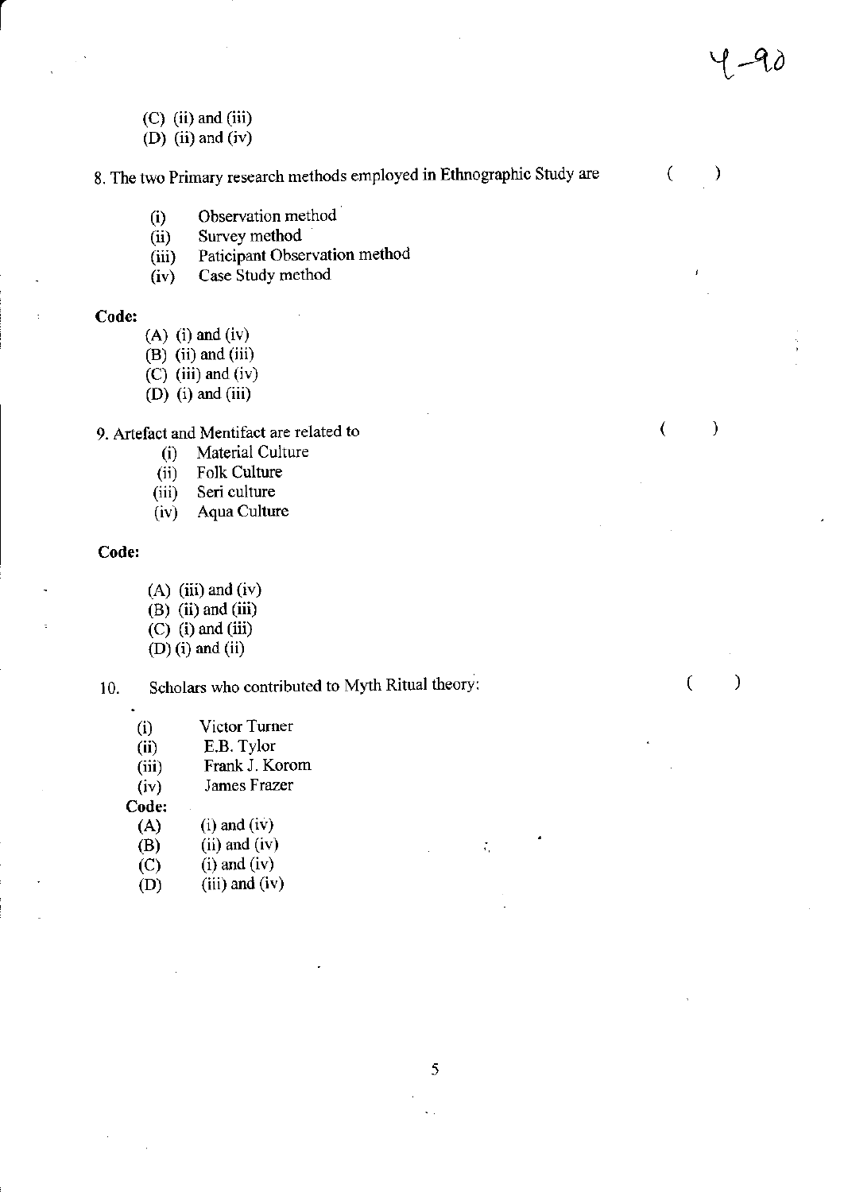(C) (ii) and (iii)
(D) (ii) and (iv)

8. The two Primary research methods employed in Ethnographic Study are ( )

(i) Observation method
(ii) Survey method
(iii) Paticipant Observation method
(iv) Case Study method

**Code:**

(A) (i) and (iv)
(B) (ii) and (iii)
(C) (iii) and (iv)
(D) (i) and (iii)

9. Artefact and Mentifact are related to ( )

(i) Material Culture
(ii) Folk Culture
(iii) Seri culture
(iv) Aqua Culture

**Code:**

(A) (iii) and (iv)
(B) (ii) and (iii)
(C) (i) and (iii)
(D) (i) and (ii)

10. Scholars who contributed to Myth Ritual theory: ( )

(i) Victor Turner
(ii) E.B. Tylor
(iii) Frank J. Korom
(iv) James Frazer

**Code:**

(A) (i) and (iv)
(B) (ii) and (iv)
(C) (i) and (iv)
(D) (iii) and (iv)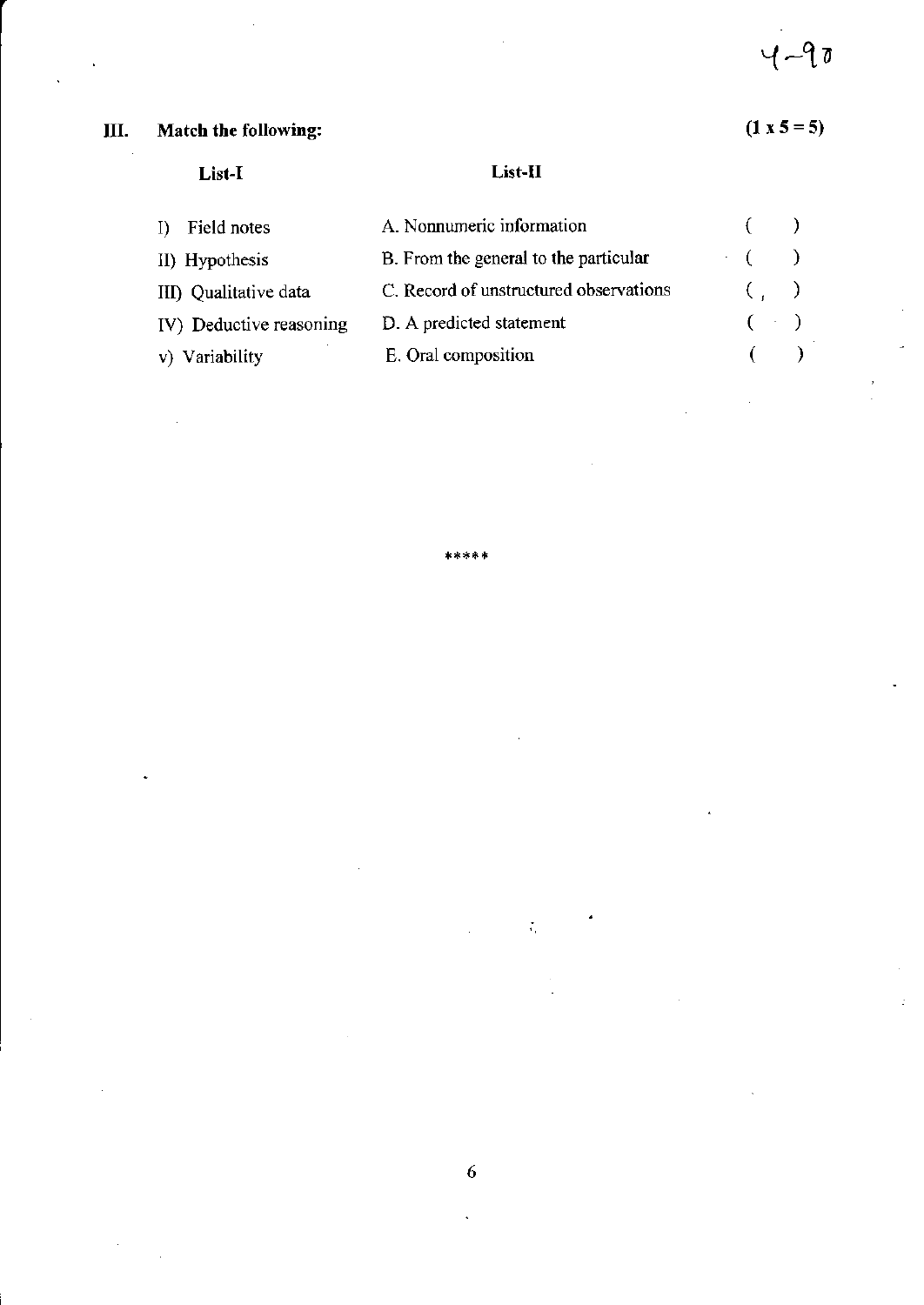4-90

## III. Match the following: (1 x 5 = 5)

| List-I | List-II | |
|---|---|---|
| I) Field notes | A. Nonnumeric information | ( ) |
| II) Hypothesis | B. From the general to the particular | ( ) |
| III) Qualitative data | C. Record of unstructured observations | ( ) |
| IV) Deductive reasoning | D. A predicted statement | ( ) |
| v) Variability | E. Oral composition | ( ) |

*****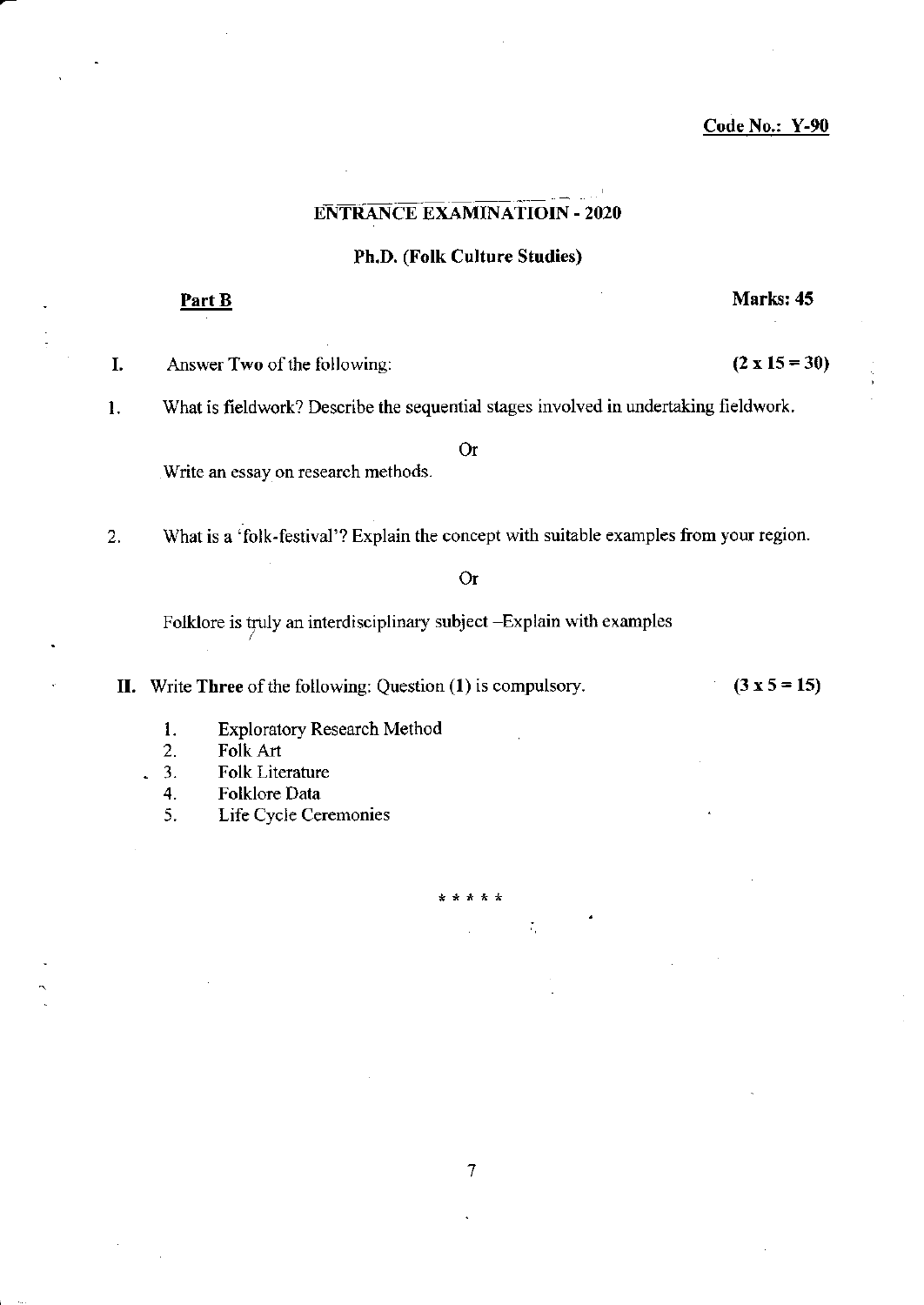Code No.: Y-90

# ENTRANCE EXAMINATIOIN - 2020

## Ph.D. (Folk Culture Studies)

**Part B** **Marks: 45**

**I.** Answer **Two** of the following: **(2 x 15 = 30)**

1. What is fieldwork? Describe the sequential stages involved in undertaking fieldwork.

   Or

   Write an essay on research methods.

2. What is a 'folk-festival'? Explain the concept with suitable examples from your region.

   Or

   Folklore is truly an interdisciplinary subject –Explain with examples

**II.** Write **Three** of the following: Question **(1)** is compulsory. **(3 x 5 = 15)**

1. Exploratory Research Method
2. Folk Art
3. Folk Literature
4. Folklore Data
5. Life Cycle Ceremonies

\* \* \* \* \*